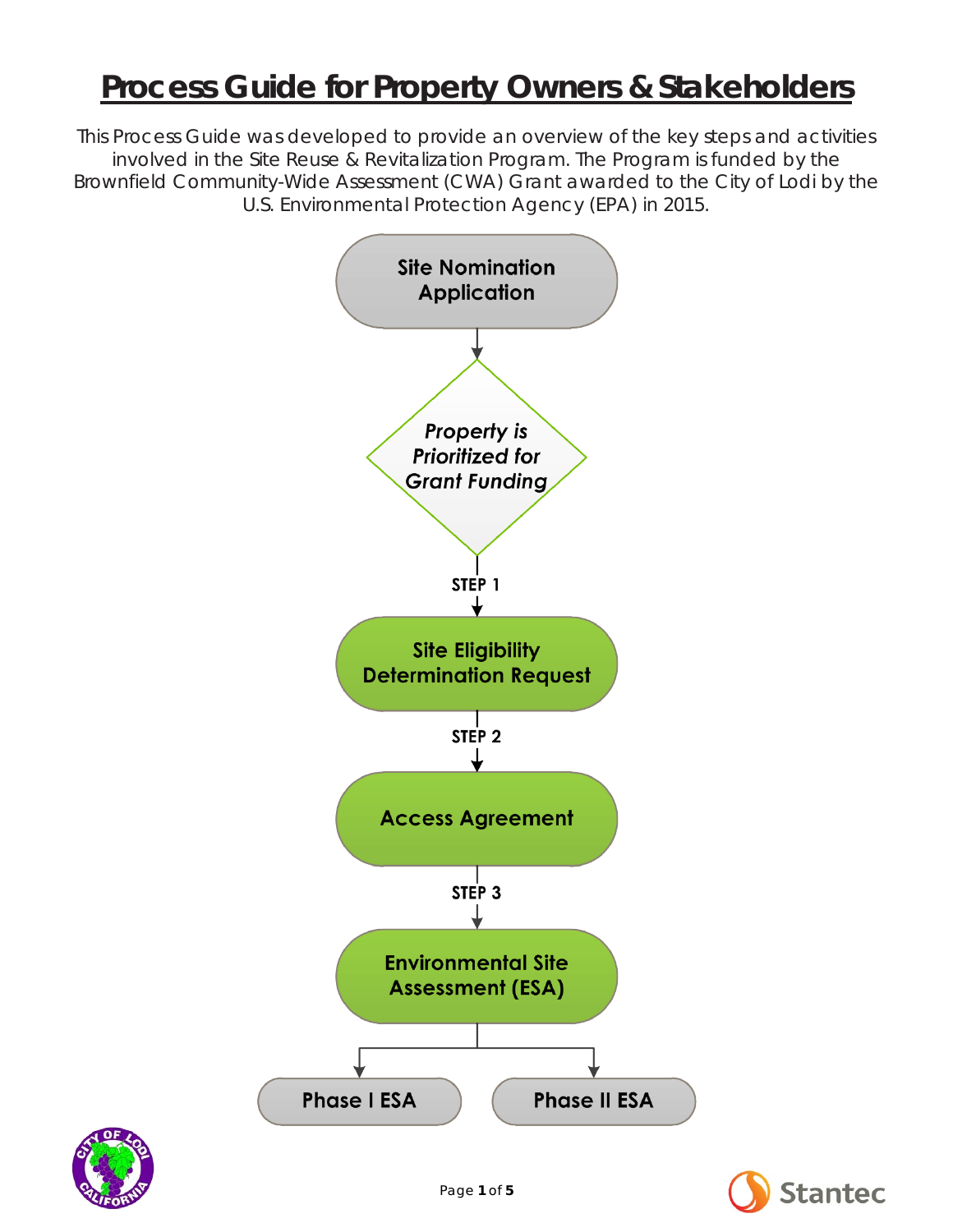# Process Guide for Property Owners & Stakeholders

This Process Guide was developed to provide an overview of the key steps and activities involved in the Site Reuse & Revitalization Program. The Program is funded by the Brownfield Community-Wide Assessment (CWA) Grant awarded to the City of Lodi by the U.S. Environmental Protection Agency (EPA) in 2015.

**Site Nomination Application**

↓

*Property is Prioritized for Grant Funding*

↓ **STEP 1**

**Site Eligibility Determination Request**

↓ **STEP 2**

**Access Agreement**

↓ **STEP 3**

**Environmental Site Assessment (ESA)**

- **Phase I ESA**
- **Phase II ESA**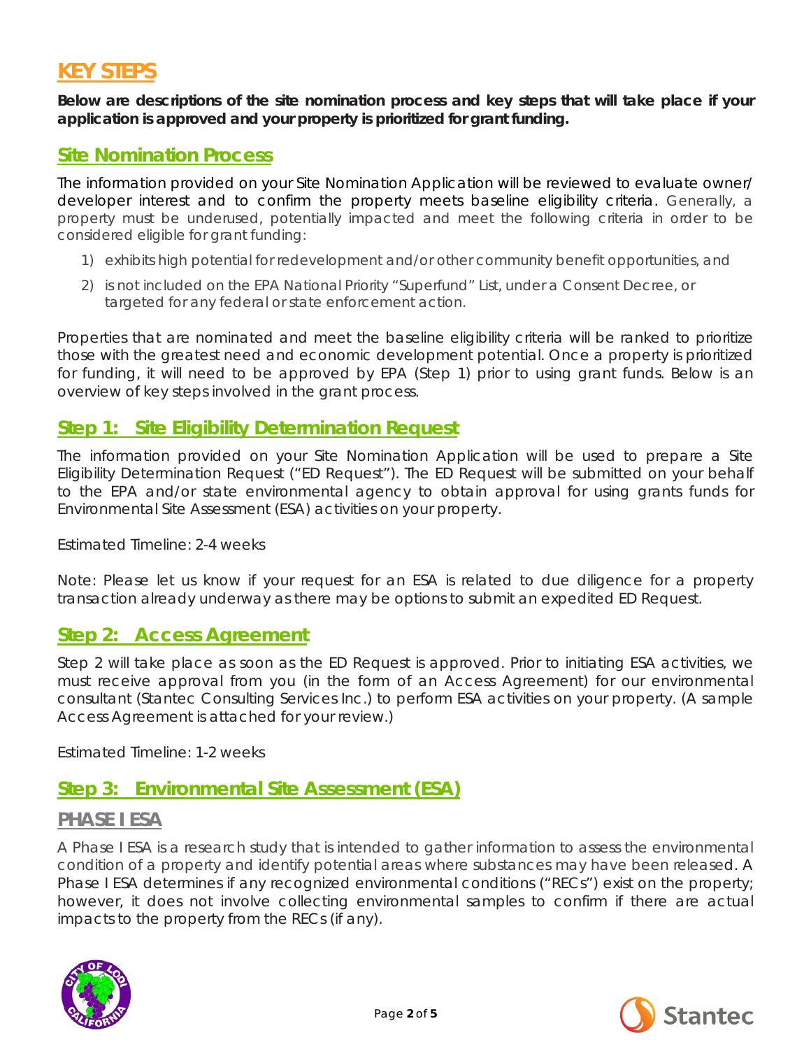# KEY STEPS

**Below are descriptions of the site nomination process and key steps that will take place if your application is approved and your property is prioritized for grant funding.**

## Site Nomination Process

The information provided on your Site Nomination Application will be reviewed to evaluate owner/developer interest and to confirm the property meets baseline eligibility criteria. Generally, a property must be underused, potentially impacted and meet the following criteria in order to be considered eligible for grant funding:

1) exhibits high potential for redevelopment and/or other community benefit opportunities, and
2) is not included on the EPA National Priority "Superfund" List, under a Consent Decree, or targeted for any federal or state enforcement action.

Properties that are nominated and meet the baseline eligibility criteria will be ranked to prioritize those with the greatest need and economic development potential. Once a property is prioritized for funding, it will need to be approved by EPA (Step 1) prior to using grant funds. Below is an overview of key steps involved in the grant process.

## Step 1: Site Eligibility Determination Request

The information provided on your Site Nomination Application will be used to prepare a Site Eligibility Determination Request ("ED Request"). The ED Request will be submitted on your behalf to the EPA and/or state environmental agency to obtain approval for using grants funds for Environmental Site Assessment (ESA) activities on your property.

Estimated Timeline: 2-4 weeks

Note: Please let us know if your request for an ESA is related to due diligence for a property transaction already underway as there may be options to submit an expedited ED Request.

## Step 2: Access Agreement

Step 2 will take place as soon as the ED Request is approved. Prior to initiating ESA activities, we must receive approval from you (in the form of an Access Agreement) for our environmental consultant (Stantec Consulting Services Inc.) to perform ESA activities on your property. (A sample Access Agreement is attached for your review.)

Estimated Timeline: 1-2 weeks

## Step 3: Environmental Site Assessment (ESA)

### PHASE I ESA

A Phase I ESA is a research study that is intended to gather information to assess the environmental condition of a property and identify potential areas where substances may have been released. A Phase I ESA determines if any recognized environmental conditions ("RECs") exist on the property; however, it does not involve collecting environmental samples to confirm if there are actual impacts to the property from the RECs (if any).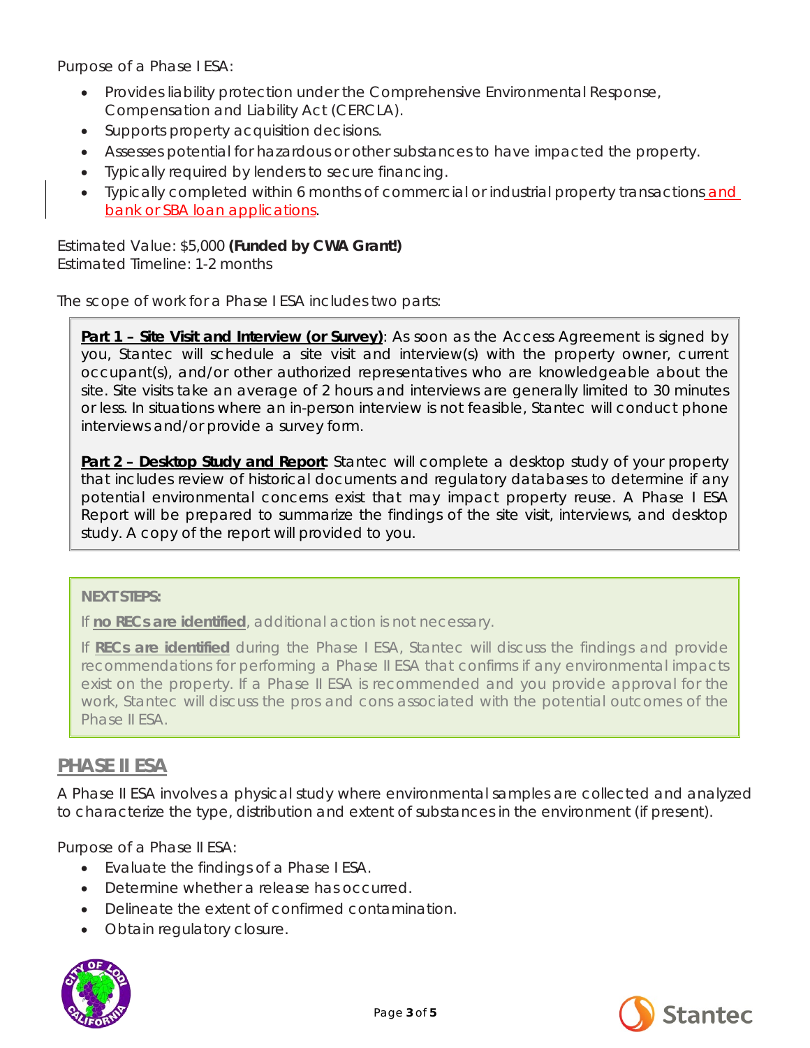Purpose of a Phase I ESA:

- Provides liability protection under the Comprehensive Environmental Response, Compensation and Liability Act (CERCLA).
- Supports property acquisition decisions.
- Assesses potential for hazardous or other substances to have impacted the property.
- Typically required by lenders to secure financing.
- Typically completed within 6 months of commercial or industrial property transactions and bank or SBA loan applications.

Estimated Value: $5,000 **(Funded by CWA Grant!)**
Estimated Timeline: 1-2 months

The scope of work for a Phase I ESA includes two parts:

**Part 1 – Site Visit and Interview (or Survey)**: As soon as the Access Agreement is signed by you, Stantec will schedule a site visit and interview(s) with the property owner, current occupant(s), and/or other authorized representatives who are knowledgeable about the site. Site visits take an average of 2 hours and interviews are generally limited to 30 minutes or less. In situations where an in-person interview is not feasible, Stantec will conduct phone interviews and/or provide a survey form.

**Part 2 – Desktop Study and Report**: Stantec will complete a desktop study of your property that includes review of historical documents and regulatory databases to determine if any potential environmental concerns exist that may impact property reuse. A Phase I ESA Report will be prepared to summarize the findings of the site visit, interviews, and desktop study. A copy of the report will provided to you.

**NEXT STEPS:**

If **no RECs are identified**, additional action is not necessary.

If **RECs are identified** during the Phase I ESA, Stantec will discuss the findings and provide recommendations for performing a Phase II ESA that confirms if any environmental impacts exist on the property. If a Phase II ESA is recommended and you provide approval for the work, Stantec will discuss the pros and cons associated with the potential outcomes of the Phase II ESA.

## PHASE II ESA

A Phase II ESA involves a physical study where environmental samples are collected and analyzed to characterize the type, distribution and extent of substances in the environment (if present).

Purpose of a Phase II ESA:

- Evaluate the findings of a Phase I ESA.
- Determine whether a release has occurred.
- Delineate the extent of confirmed contamination.
- Obtain regulatory closure.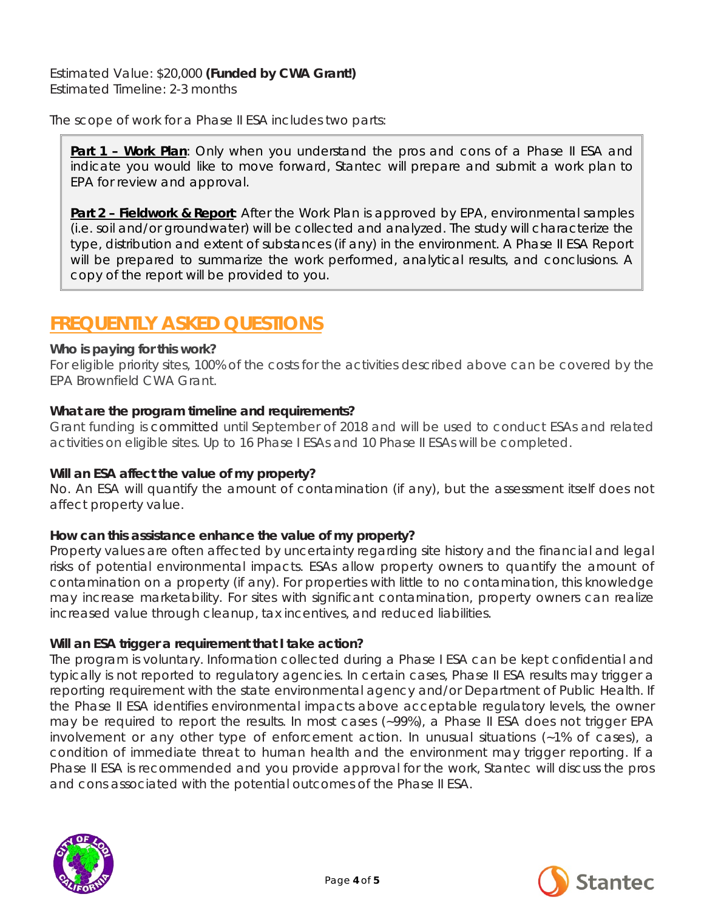Estimated Value: $20,000 **(Funded by CWA Grant!)**
Estimated Timeline: 2-3 months

The scope of work for a Phase II ESA includes two parts:

> **Part 1 – Work Plan**: Only when you understand the pros and cons of a Phase II ESA and indicate you would like to move forward, Stantec will prepare and submit a work plan to EPA for review and approval.
>
> **Part 2 – Fieldwork & Report**: After the Work Plan is approved by EPA, environmental samples (i.e. soil and/or groundwater) will be collected and analyzed. The study will characterize the type, distribution and extent of substances (if any) in the environment. A Phase II ESA Report will be prepared to summarize the work performed, analytical results, and conclusions. A copy of the report will be provided to you.

## FREQUENTLY ASKED QUESTIONS

**Who is paying for this work?**
For eligible priority sites, 100% of the costs for the activities described above can be covered by the EPA Brownfield CWA Grant.

**What are the program timeline and requirements?**
Grant funding is committed until September of 2018 and will be used to conduct ESAs and related activities on eligible sites. Up to 16 Phase I ESAs and 10 Phase II ESAs will be completed.

**Will an ESA affect the value of my property?**
No. An ESA will quantify the amount of contamination (if any), but the assessment itself does not affect property value.

**How can this assistance enhance the value of my property?**
Property values are often affected by uncertainty regarding site history and the financial and legal risks of potential environmental impacts. ESAs allow property owners to quantify the amount of contamination on a property (if any). For properties with little to no contamination, this knowledge may increase marketability. For sites with significant contamination, property owners can realize increased value through cleanup, tax incentives, and reduced liabilities.

**Will an ESA trigger a requirement that I take action?**
The program is voluntary. Information collected during a Phase I ESA can be kept confidential and typically is not reported to regulatory agencies. In certain cases, Phase II ESA results may trigger a reporting requirement with the state environmental agency and/or Department of Public Health. If the Phase II ESA identifies environmental impacts above acceptable regulatory levels, the owner may be required to report the results. In most cases (~99%), a Phase II ESA does not trigger EPA involvement or any other type of enforcement action. In unusual situations (~1% of cases), a condition of immediate threat to human health and the environment may trigger reporting. If a Phase II ESA is recommended and you provide approval for the work, Stantec will discuss the pros and cons associated with the potential outcomes of the Phase II ESA.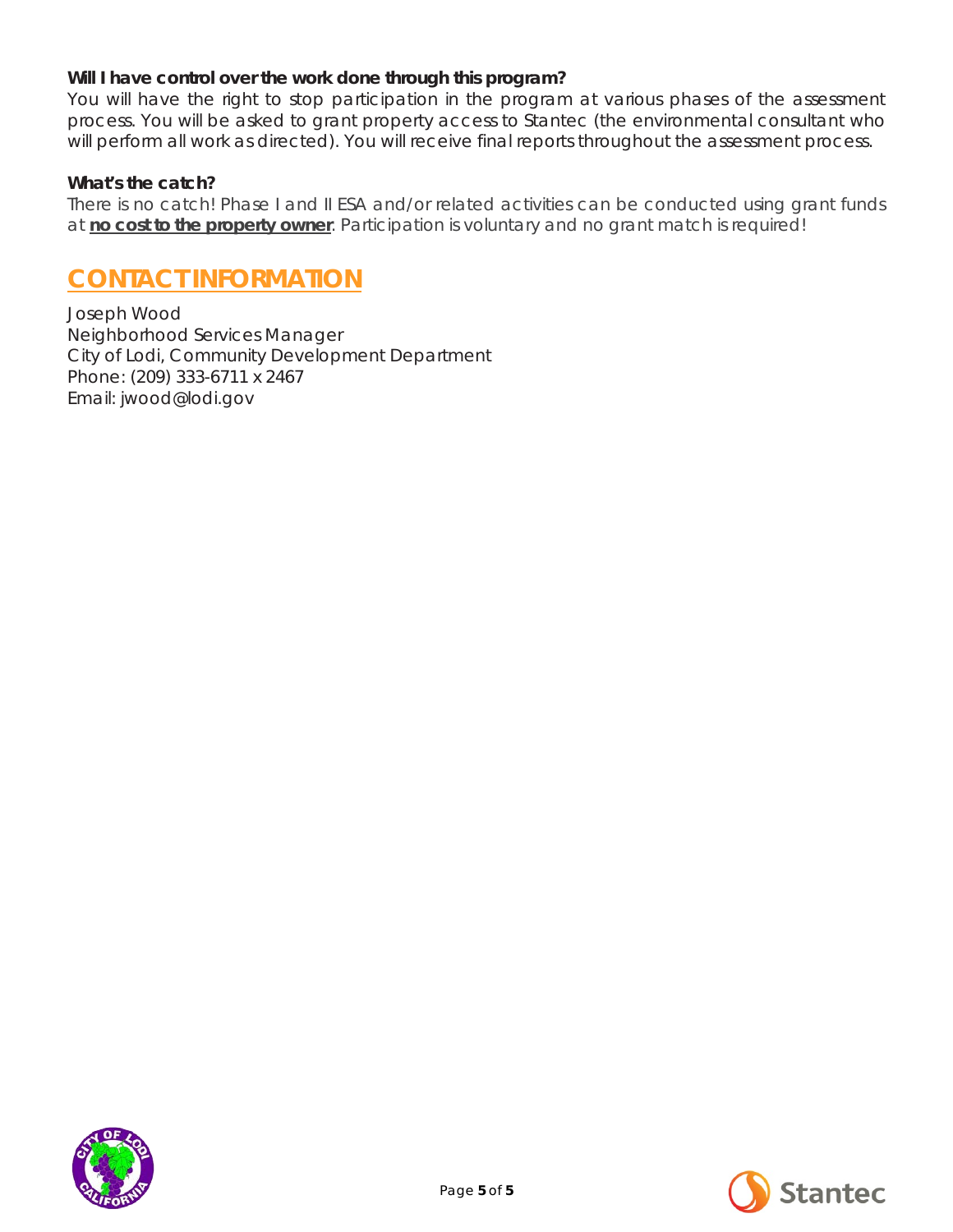**Will I have control over the work done through this program?**

You will have the right to stop participation in the program at various phases of the assessment process. You will be asked to grant property access to Stantec (the environmental consultant who will perform all work as directed). You will receive final reports throughout the assessment process.

**What's the catch?**

There is no catch! Phase I and II ESA and/or related activities can be conducted using grant funds at **no cost to the property owner**. Participation is voluntary and no grant match is required!

## CONTACT INFORMATION

Joseph Wood
Neighborhood Services Manager
City of Lodi, Community Development Department
Phone: (209) 333-6711 x 2467
Email: jwood@lodi.gov